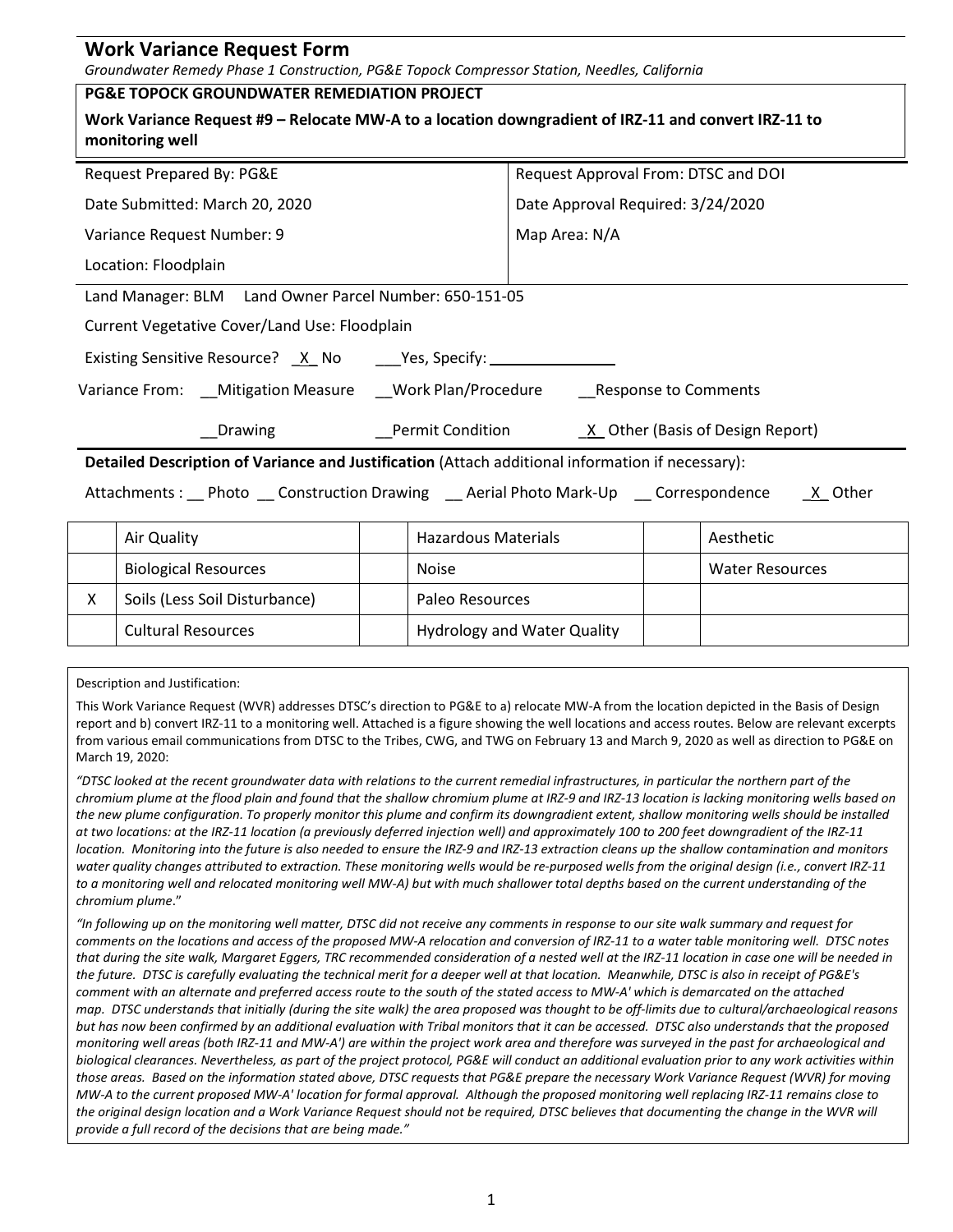## Work Variance Request Form

*Groundwater Remedy Phase 1 Construction, PG&E Topock Compressor Station, Needles, California*

**PG&E TOPOCK GROUNDWATER REMEDIATION PROJECT**

**Work Variance Request #9 – Relocate MW-A to a location downgradient of IRZ-11 and convert IRZ-11 to monitoring well**

| | |
|---|---|
| Request Prepared By: PG&E | Request Approval From: DTSC and DOI |
| Date Submitted: March 20, 2020 | Date Approval Required: 3/24/2020 |
| Variance Request Number: 9 | Map Area: N/A |
| Location: Floodplain | |

Land Manager: BLM    Land Owner Parcel Number: 650-151-05

Current Vegetative Cover/Land Use: Floodplain

Existing Sensitive Resource? _X_ No    ___Yes, Specify: ______________

Variance From: __Mitigation Measure    __Work Plan/Procedure    __Response to Comments

__Drawing    __Permit Condition    _X_ Other (Basis of Design Report)

**Detailed Description of Variance and Justification** (Attach additional information if necessary):

Attachments : __ Photo __ Construction Drawing __ Aerial Photo Mark-Up __ Correspondence _X_ Other

| | | | | | |
|---|---|---|---|---|---|
| | Air Quality | | Hazardous Materials | | Aesthetic |
| | Biological Resources | | Noise | | Water Resources |
| X | Soils (Less Soil Disturbance) | | Paleo Resources | | |
| | Cultural Resources | | Hydrology and Water Quality | | |

Description and Justification:

This Work Variance Request (WVR) addresses DTSC's direction to PG&E to a) relocate MW-A from the location depicted in the Basis of Design report and b) convert IRZ-11 to a monitoring well. Attached is a figure showing the well locations and access routes. Below are relevant excerpts from various email communications from DTSC to the Tribes, CWG, and TWG on February 13 and March 9, 2020 as well as direction to PG&E on March 19, 2020:

*"DTSC looked at the recent groundwater data with relations to the current remedial infrastructures, in particular the northern part of the chromium plume at the flood plain and found that the shallow chromium plume at IRZ-9 and IRZ-13 location is lacking monitoring wells based on the new plume configuration. To properly monitor this plume and confirm its downgradient extent, shallow monitoring wells should be installed at two locations: at the IRZ-11 location (a previously deferred injection well) and approximately 100 to 200 feet downgradient of the IRZ-11 location. Monitoring into the future is also needed to ensure the IRZ-9 and IRZ-13 extraction cleans up the shallow contamination and monitors water quality changes attributed to extraction. These monitoring wells would be re-purposed wells from the original design (i.e., convert IRZ-11 to a monitoring well and relocated monitoring well MW-A) but with much shallower total depths based on the current understanding of the chromium plume*."

*"In following up on the monitoring well matter, DTSC did not receive any comments in response to our site walk summary and request for comments on the locations and access of the proposed MW-A relocation and conversion of IRZ-11 to a water table monitoring well. DTSC notes that during the site walk, Margaret Eggers, TRC recommended consideration of a nested well at the IRZ-11 location in case one will be needed in the future. DTSC is carefully evaluating the technical merit for a deeper well at that location. Meanwhile, DTSC is also in receipt of PG&E's comment with an alternate and preferred access route to the south of the stated access to MW-A' which is demarcated on the attached map. DTSC understands that initially (during the site walk) the area proposed was thought to be off-limits due to cultural/archaeological reasons but has now been confirmed by an additional evaluation with Tribal monitors that it can be accessed. DTSC also understands that the proposed monitoring well areas (both IRZ-11 and MW-A') are within the project work area and therefore was surveyed in the past for archaeological and biological clearances. Nevertheless, as part of the project protocol, PG&E will conduct an additional evaluation prior to any work activities within those areas. Based on the information stated above, DTSC requests that PG&E prepare the necessary Work Variance Request (WVR) for moving MW-A to the current proposed MW-A' location for formal approval. Although the proposed monitoring well replacing IRZ-11 remains close to the original design location and a Work Variance Request should not be required, DTSC believes that documenting the change in the WVR will provide a full record of the decisions that are being made."*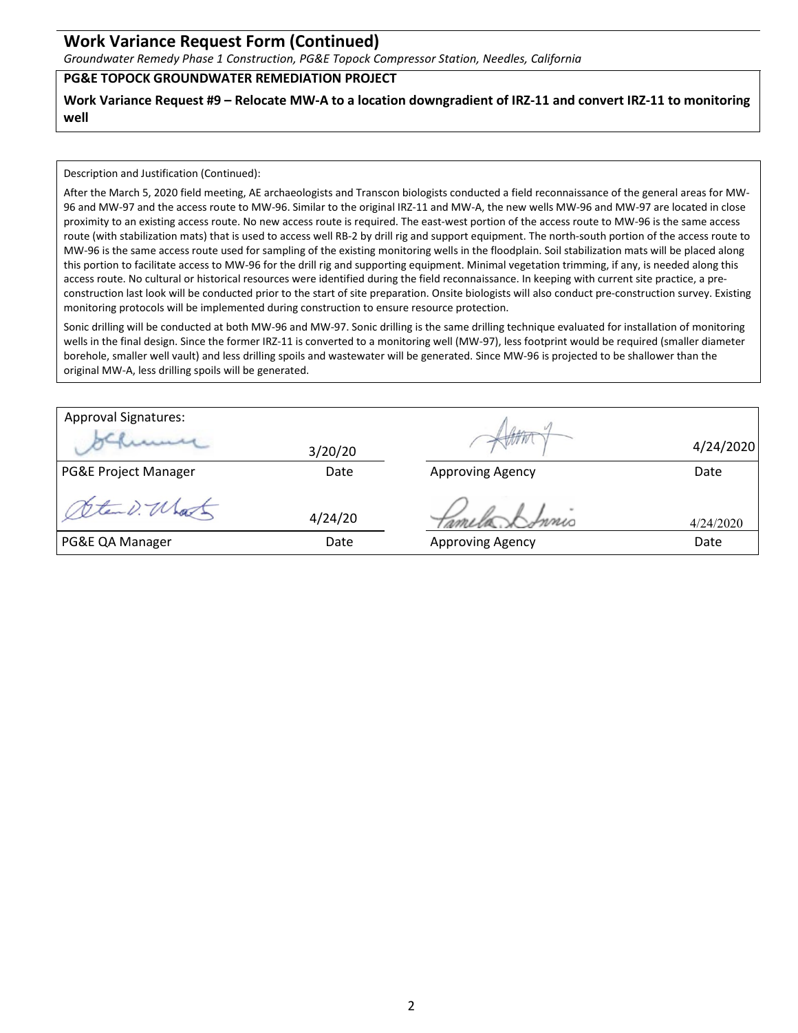## Work Variance Request Form (Continued)

*Groundwater Remedy Phase 1 Construction, PG&E Topock Compressor Station, Needles, California*

**PG&E TOPOCK GROUNDWATER REMEDIATION PROJECT**

**Work Variance Request #9 – Relocate MW-A to a location downgradient of IRZ-11 and convert IRZ-11 to monitoring well**

Description and Justification (Continued):

After the March 5, 2020 field meeting, AE archaeologists and Transcon biologists conducted a field reconnaissance of the general areas for MW-96 and MW-97 and the access route to MW-96. Similar to the original IRZ-11 and MW-A, the new wells MW-96 and MW-97 are located in close proximity to an existing access route. No new access route is required. The east-west portion of the access route to MW-96 is the same access route (with stabilization mats) that is used to access well RB-2 by drill rig and support equipment. The north-south portion of the access route to MW-96 is the same access route used for sampling of the existing monitoring wells in the floodplain. Soil stabilization mats will be placed along this portion to facilitate access to MW-96 for the drill rig and supporting equipment. Minimal vegetation trimming, if any, is needed along this access route. No cultural or historical resources were identified during the field reconnaissance. In keeping with current site practice, a pre-construction last look will be conducted prior to the start of site preparation. Onsite biologists will also conduct pre-construction survey. Existing monitoring protocols will be implemented during construction to ensure resource protection.

Sonic drilling will be conducted at both MW-96 and MW-97. Sonic drilling is the same drilling technique evaluated for installation of monitoring wells in the final design. Since the former IRZ-11 is converted to a monitoring well (MW-97), less footprint would be required (smaller diameter borehole, smaller well vault) and less drilling spoils and wastewater will be generated. Since MW-96 is projected to be shallower than the original MW-A, less drilling spoils will be generated.

| Approval Signatures: | | | |
|---|---|---|---|
| [signature] | 3/20/20 | [signature] | 4/24/2020 |
| PG&E Project Manager | Date | Approving Agency | Date |
| [signature] | 4/24/20 | [signature] | 4/24/2020 |
| PG&E QA Manager | Date | Approving Agency | Date |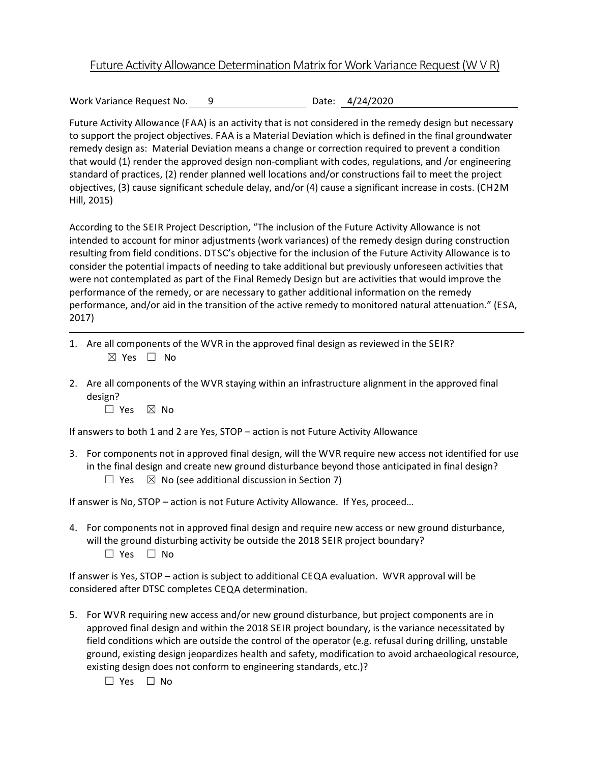# Future Activity Allowance Determination Matrix for Work Variance Request (W V R)

Work Variance Request No. 9 Date: 4/24/2020

Future Activity Allowance (FAA) is an activity that is not considered in the remedy design but necessary to support the project objectives. FAA is a Material Deviation which is defined in the final groundwater remedy design as: Material Deviation means a change or correction required to prevent a condition that would (1) render the approved design non-compliant with codes, regulations, and /or engineering standard of practices, (2) render planned well locations and/or constructions fail to meet the project objectives, (3) cause significant schedule delay, and/or (4) cause a significant increase in costs. (CH2M Hill, 2015)

According to the SEIR Project Description, "The inclusion of the Future Activity Allowance is not intended to account for minor adjustments (work variances) of the remedy design during construction resulting from field conditions. DTSC's objective for the inclusion of the Future Activity Allowance is to consider the potential impacts of needing to take additional but previously unforeseen activities that were not contemplated as part of the Final Remedy Design but are activities that would improve the performance of the remedy, or are necessary to gather additional information on the remedy performance, and/or aid in the transition of the active remedy to monitored natural attenuation." (ESA, 2017)

---

1. Are all components of the WVR in the approved final design as reviewed in the SEIR?
   ☒ Yes ☐ No

2. Are all components of the WVR staying within an infrastructure alignment in the approved final design?
   ☐ Yes ☒ No

If answers to both 1 and 2 are Yes, STOP – action is not Future Activity Allowance

3. For components not in approved final design, will the WVR require new access not identified for use in the final design and create new ground disturbance beyond those anticipated in final design?
   ☐ Yes ☒ No (see additional discussion in Section 7)

If answer is No, STOP – action is not Future Activity Allowance. If Yes, proceed…

4. For components not in approved final design and require new access or new ground disturbance, will the ground disturbing activity be outside the 2018 SEIR project boundary?
   ☐ Yes ☐ No

If answer is Yes, STOP – action is subject to additional CEQA evaluation. WVR approval will be considered after DTSC completes CEQA determination.

5. For WVR requiring new access and/or new ground disturbance, but project components are in approved final design and within the 2018 SEIR project boundary, is the variance necessitated by field conditions which are outside the control of the operator (e.g. refusal during drilling, unstable ground, existing design jeopardizes health and safety, modification to avoid archaeological resource, existing design does not conform to engineering standards, etc.)?
   ☐ Yes ☐ No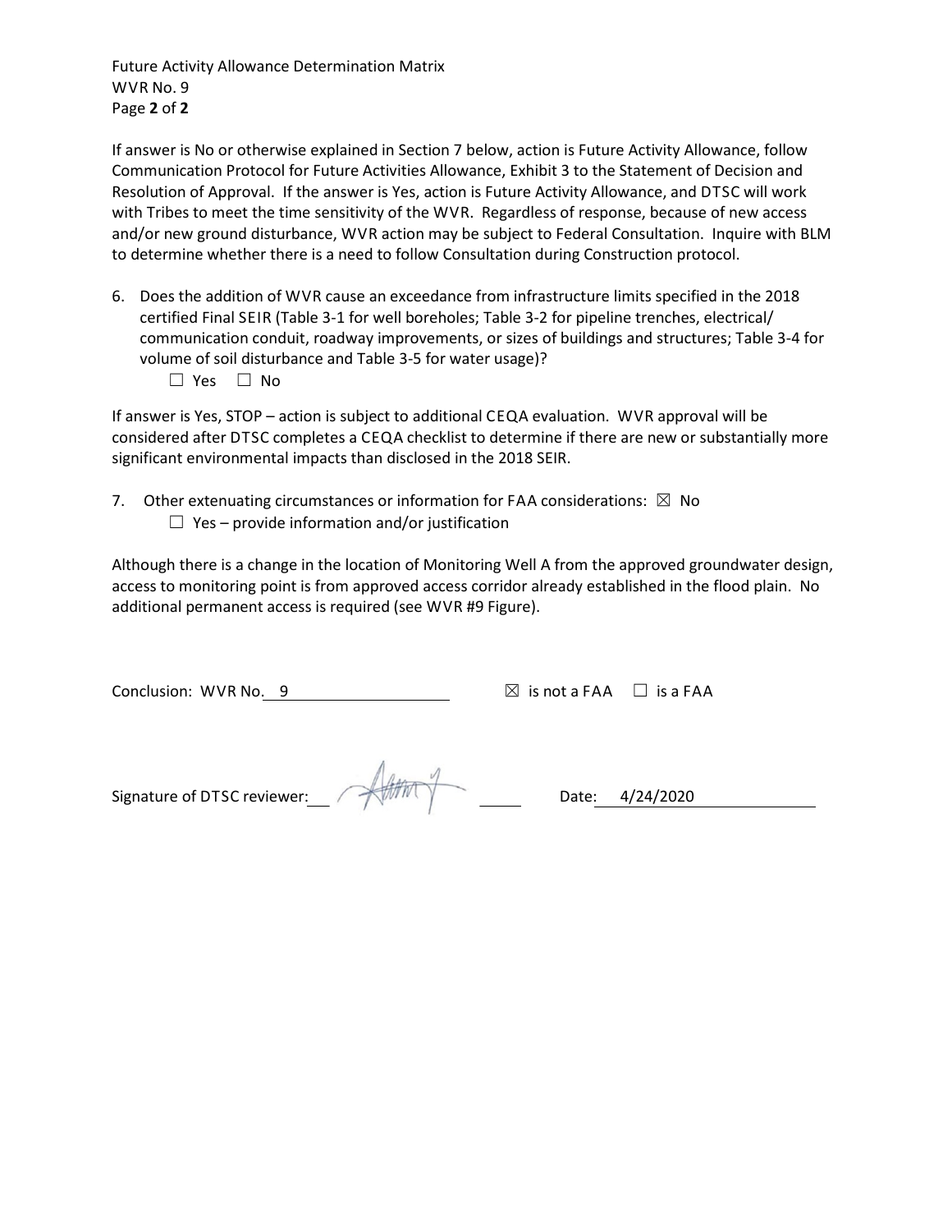If answer is No or otherwise explained in Section 7 below, action is Future Activity Allowance, follow Communication Protocol for Future Activities Allowance, Exhibit 3 to the Statement of Decision and Resolution of Approval. If the answer is Yes, action is Future Activity Allowance, and DTSC will work with Tribes to meet the time sensitivity of the WVR. Regardless of response, because of new access and/or new ground disturbance, WVR action may be subject to Federal Consultation. Inquire with BLM to determine whether there is a need to follow Consultation during Construction protocol.

6. Does the addition of WVR cause an exceedance from infrastructure limits specified in the 2018 certified Final SEIR (Table 3-1 for well boreholes; Table 3-2 for pipeline trenches, electrical/communication conduit, roadway improvements, or sizes of buildings and structures; Table 3-4 for volume of soil disturbance and Table 3-5 for water usage)?

   ☐ Yes ☐ No

If answer is Yes, STOP – action is subject to additional CEQA evaluation. WVR approval will be considered after DTSC completes a CEQA checklist to determine if there are new or substantially more significant environmental impacts than disclosed in the 2018 SEIR.

7. Other extenuating circumstances or information for FAA considerations: ☒ No

   ☐ Yes – provide information and/or justification

Although there is a change in the location of Monitoring Well A from the approved groundwater design, access to monitoring point is from approved access corridor already established in the flood plain. No additional permanent access is required (see WVR #9 Figure).

Conclusion: WVR No. 9 ☒ is not a FAA ☐ is a FAA

Signature of DTSC reviewer: [signature] Date: 4/24/2020